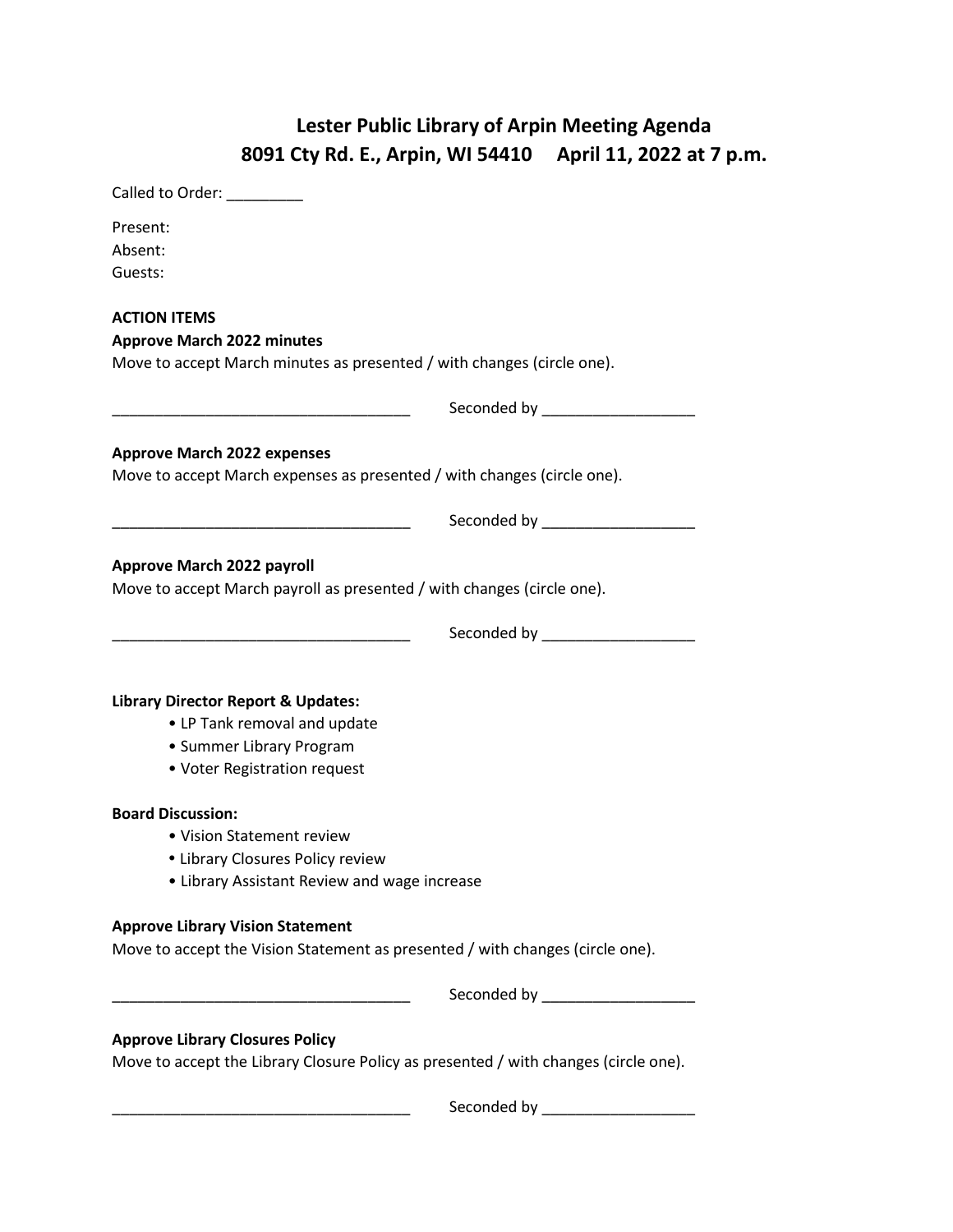# Lester Public Library of Arpin Meeting Agenda

## 8091 Cty Rd. E., Arpin, WI 54410 April 11, 2022 at 7 p.m.

Called to Order: _________

Present:
Absent:
Guests:

**ACTION ITEMS**

**Approve March 2022 minutes**

Move to accept March minutes as presented / with changes (circle one).

___________________________________ Seconded by _________________

**Approve March 2022 expenses**

Move to accept March expenses as presented / with changes (circle one).

___________________________________ Seconded by _________________

**Approve March 2022 payroll**

Move to accept March payroll as presented / with changes (circle one).

___________________________________ Seconded by _________________

**Library Director Report & Updates:**

- LP Tank removal and update
- Summer Library Program
- Voter Registration request

**Board Discussion:**

- Vision Statement review
- Library Closures Policy review
- Library Assistant Review and wage increase

**Approve Library Vision Statement**

Move to accept the Vision Statement as presented / with changes (circle one).

___________________________________ Seconded by _________________

**Approve Library Closures Policy**

Move to accept the Library Closure Policy as presented / with changes (circle one).

___________________________________ Seconded by _________________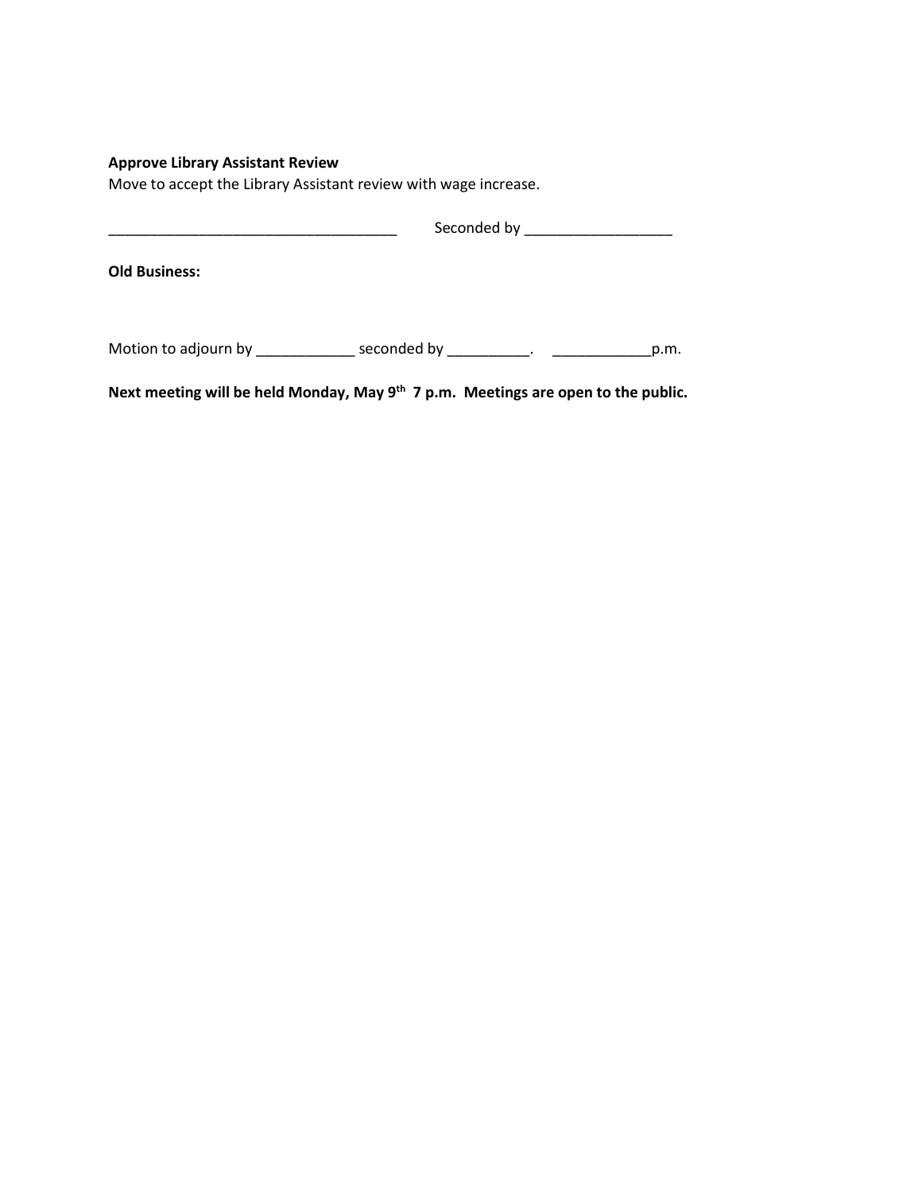**Approve Library Assistant Review**

Move to accept the Library Assistant review with wage increase.

___________________________________ Seconded by __________________

**Old Business:**

Motion to adjourn by ____________ seconded by __________. ____________p.m.

**Next meeting will be held Monday, May 9th 7 p.m. Meetings are open to the public.**